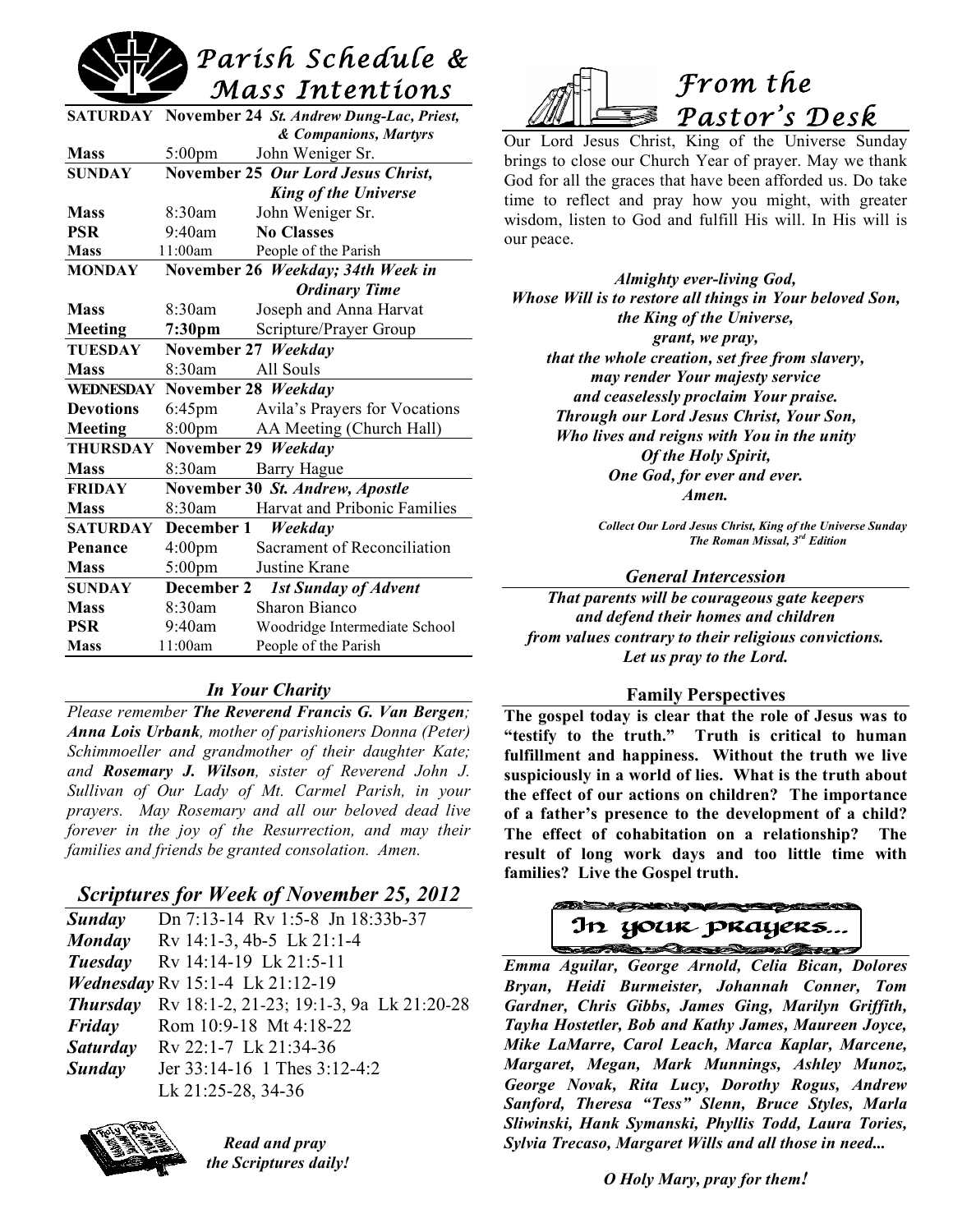# Parish Schedule & Mass Intentions

| | | |
|---|---|---|
| **SATURDAY** | **November 24** ***St. Andrew Dung-Lac, Priest, & Companions, Martyrs*** | |
| **Mass** | 5:00pm | John Weniger Sr. |
| **SUNDAY** | **November 25** ***Our Lord Jesus Christ, King of the Universe*** | |
| **Mass** | 8:30am | John Weniger Sr. |
| **PSR** | 9:40am | **No Classes** |
| **Mass** | 11:00am | People of the Parish |
| **MONDAY** | **November 26** ***Weekday; 34th Week in Ordinary Time*** | |
| **Mass** | 8:30am | Joseph and Anna Harvat |
| **Meeting** | **7:30pm** | Scripture/Prayer Group |
| **TUESDAY** | **November 27** ***Weekday*** | |
| **Mass** | 8:30am | All Souls |
| **WEDNESDAY** | **November 28** ***Weekday*** | |
| **Devotions** | 6:45pm | Avila's Prayers for Vocations |
| **Meeting** | 8:00pm | AA Meeting (Church Hall) |
| **THURSDAY** | **November 29** ***Weekday*** | |
| **Mass** | 8:30am | Barry Hague |
| **FRIDAY** | **November 30** ***St. Andrew, Apostle*** | |
| **Mass** | 8:30am | Harvat and Pribonic Families |
| **SATURDAY** | **December 1** ***Weekday*** | |
| **Penance** | 4:00pm | Sacrament of Reconciliation |
| **Mass** | 5:00pm | Justine Krane |
| **SUNDAY** | **December 2** ***1st Sunday of Advent*** | |
| **Mass** | 8:30am | Sharon Bianco |
| **PSR** | 9:40am | Woodridge Intermediate School |
| **Mass** | 11:00am | People of the Parish |

### *In Your Charity*

*Please remember **The Reverend Francis G. Van Bergen**; **Anna Lois Urbank**, mother of parishioners Donna (Peter) Schimmoeller and grandmother of their daughter Kate; and **Rosemary J. Wilson**, sister of Reverend John J. Sullivan of Our Lady of Mt. Carmel Parish, in your prayers. May Rosemary and all our beloved dead live forever in the joy of the Resurrection, and may their families and friends be granted consolation. Amen.*

## *Scriptures for Week of November 25, 2012*

| | |
|---|---|
| ***Sunday*** | Dn 7:13-14 Rv 1:5-8 Jn 18:33b-37 |
| ***Monday*** | Rv 14:1-3, 4b-5 Lk 21:1-4 |
| ***Tuesday*** | Rv 14:14-19 Lk 21:5-11 |
| ***Wednesday*** | Rv 15:1-4 Lk 21:12-19 |
| ***Thursday*** | Rv 18:1-2, 21-23; 19:1-3, 9a Lk 21:20-28 |
| ***Friday*** | Rom 10:9-18 Mt 4:18-22 |
| ***Saturday*** | Rv 22:1-7 Lk 21:34-36 |
| ***Sunday*** | Jer 33:14-16 1 Thes 3:12-4:2 Lk 21:25-28, 34-36 |

***Read and pray the Scriptures daily!***

# From the Pastor's Desk

Our Lord Jesus Christ, King of the Universe Sunday brings to close our Church Year of prayer. May we thank God for all the graces that have been afforded us. Do take time to reflect and pray how you might, with greater wisdom, listen to God and fulfill His will. In His will is our peace.

***Almighty ever-living God,***
***Whose Will is to restore all things in Your beloved Son,***
***the King of the Universe,***
***grant, we pray,***
***that the whole creation, set free from slavery,***
***may render Your majesty service***
***and ceaselessly proclaim Your praise.***
***Through our Lord Jesus Christ, Your Son,***
***Who lives and reigns with You in the unity***
***Of the Holy Spirit,***
***One God, for ever and ever.***
***Amen.***

***Collect Our Lord Jesus Christ, King of the Universe Sunday***
***The Roman Missal, 3rd Edition***

### *General Intercession*

***That parents will be courageous gate keepers and defend their homes and children from values contrary to their religious convictions. Let us pray to the Lord.***

### Family Perspectives

**The gospel today is clear that the role of Jesus was to "testify to the truth." Truth is critical to human fulfillment and happiness. Without the truth we live suspiciously in a world of lies. What is the truth about the effect of our actions on children? The importance of a father's presence to the development of a child? The effect of cohabitation on a relationship? The result of long work days and too little time with families? Live the Gospel truth.**

### In your prayers...

***Emma Aguilar, George Arnold, Celia Bican, Dolores Bryan, Heidi Burmeister, Johannah Conner, Tom Gardner, Chris Gibbs, James Ging, Marilyn Griffith, Tayha Hostetler, Bob and Kathy James, Maureen Joyce, Mike LaMarre, Carol Leach, Marca Kaplar, Marcene, Margaret, Megan, Mark Munnings, Ashley Munoz, George Novak, Rita Lucy, Dorothy Rogus, Andrew Sanford, Theresa "Tess" Slenn, Bruce Styles, Marla Sliwinski, Hank Symanski, Phyllis Todd, Laura Tories, Sylvia Trecaso, Margaret Wills and all those in need...***

***O Holy Mary, pray for them!***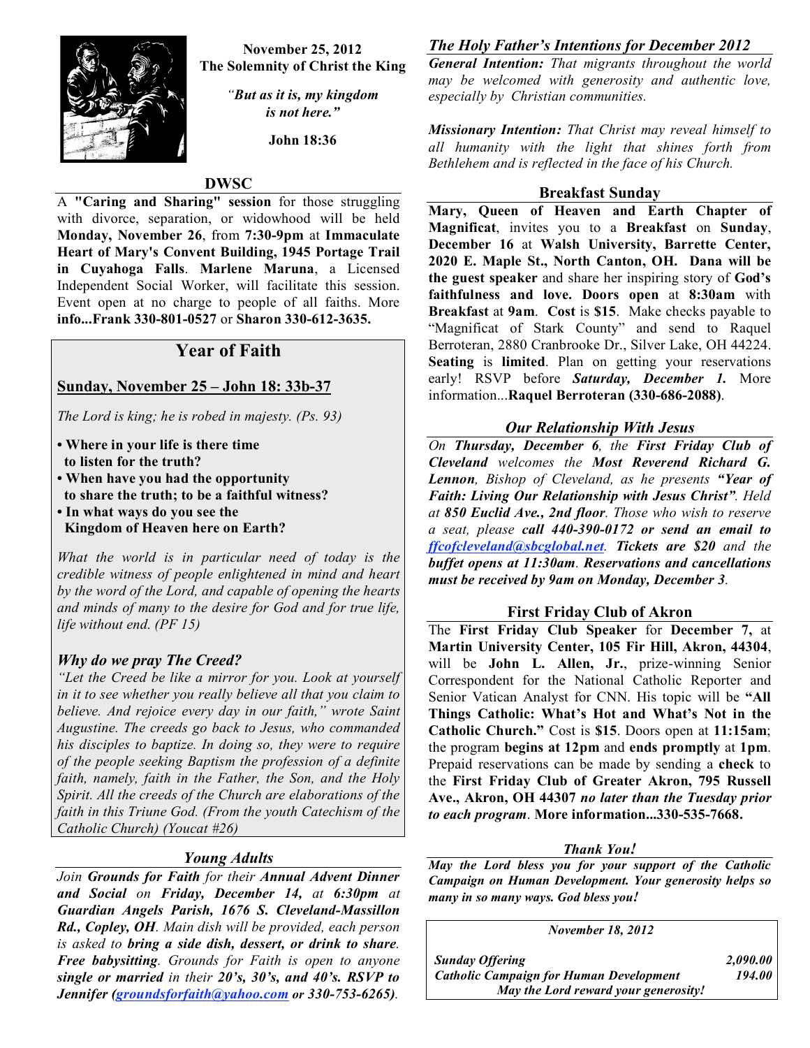**November 25, 2012**
**The Solemnity of Christ the King**

***"But as it is, my kingdom is not here."***

**John 18:36**

## DWSC

A **"Caring and Sharing" session** for those struggling with divorce, separation, or widowhood will be held **Monday, November 26**, from **7:30-9pm** at **Immaculate Heart of Mary's Convent Building, 1945 Portage Trail in Cuyahoga Falls**. **Marlene Maruna**, a Licensed Independent Social Worker, will facilitate this session. Event open at no charge to people of all faiths. More **info...Frank 330-801-0527** or **Sharon 330-612-3635.**

## Year of Faith

**Sunday, November 25 – John 18: 33b-37**

*The Lord is king; he is robed in majesty. (Ps. 93)*

- **Where in your life is there time to listen for the truth?**
- **When have you had the opportunity to share the truth; to be a faithful witness?**
- **In what ways do you see the Kingdom of Heaven here on Earth?**

*What the world is in particular need of today is the credible witness of people enlightened in mind and heart by the word of the Lord, and capable of opening the hearts and minds of many to the desire for God and for true life, life without end. (PF 15)*

### *Why do we pray The Creed?*

*"Let the Creed be like a mirror for you. Look at yourself in it to see whether you really believe all that you claim to believe. And rejoice every day in our faith," wrote Saint Augustine. The creeds go back to Jesus, who commanded his disciples to baptize. In doing so, they were to require of the people seeking Baptism the profession of a definite faith, namely, faith in the Father, the Son, and the Holy Spirit. All the creeds of the Church are elaborations of the faith in this Triune God. (From the youth Catechism of the Catholic Church) (Youcat #26)*

## *Young Adults*

*Join **Grounds for Faith** for their **Annual Advent Dinner and Social** on **Friday, December 14,** at **6:30pm** at **Guardian Angels Parish, 1676 S. Cleveland-Massillon Rd., Copley, OH**. Main dish will be provided, each person is asked to **bring a side dish, dessert, or drink to share**. **Free babysitting**. Grounds for Faith is open to anyone **single or married** in their **20's, 30's, and 40's. RSVP to Jennifer (groundsforfaith@yahoo.com or 330-753-6265)**.*

## *The Holy Father's Intentions for December 2012*

***General Intention:*** *That migrants throughout the world may be welcomed with generosity and authentic love, especially by Christian communities.*

***Missionary Intention:*** *That Christ may reveal himself to all humanity with the light that shines forth from Bethlehem and is reflected in the face of his Church.*

## Breakfast Sunday

**Mary, Queen of Heaven and Earth Chapter of Magnificat**, invites you to a **Breakfast** on **Sunday**, **December 16** at **Walsh University, Barrette Center, 2020 E. Maple St., North Canton, OH. Dana will be the guest speaker** and share her inspiring story of **God's faithfulness and love. Doors open** at **8:30am** with **Breakfast** at **9am**. **Cost** is **$15**. Make checks payable to "Magnificat of Stark County" and send to Raquel Berroteran, 2880 Cranbrooke Dr., Silver Lake, OH 44224. **Seating** is **limited**. Plan on getting your reservations early! RSVP before ***Saturday, December 1.*** More information...**Raquel Berroteran (330-686-2088)**.

## *Our Relationship With Jesus*

*On **Thursday, December 6**, the **First Friday Club of Cleveland** welcomes the **Most Reverend Richard G. Lennon**, Bishop of Cleveland, as he presents **"Year of Faith: Living Our Relationship with Jesus Christ"**. Held at **850 Euclid Ave., 2nd floor**. Those who wish to reserve a seat, please **call 440-390-0172 or send an email to ffcofcleveland@sbcglobal.net**. **Tickets are $20** and the **buffet opens at 11:30am**. **Reservations and cancellations must be received by 9am on Monday, December 3**.*

## First Friday Club of Akron

The **First Friday Club Speaker** for **December 7,** at **Martin University Center, 105 Fir Hill, Akron, 44304**, will be **John L. Allen, Jr.**, prize-winning Senior Correspondent for the National Catholic Reporter and Senior Vatican Analyst for CNN. His topic will be **"All Things Catholic: What's Hot and What's Not in the Catholic Church."** Cost is **$15**. Doors open at **11:15am**; the program **begins at 12pm** and **ends promptly** at **1pm**. Prepaid reservations can be made by sending a **check** to the **First Friday Club of Greater Akron, 795 Russell Ave., Akron, OH 44307** ***no later than the Tuesday prior to each program***. **More information...330-535-7668.**

## *Thank You!*

***May the Lord bless you for your support of the Catholic Campaign on Human Development. Your generosity helps so many in so many ways. God bless you!***

| *November 18, 2012* | |
|---|---|
| ***Sunday Offering*** | ***2,090.00*** |
| ***Catholic Campaign for Human Development*** | ***194.00*** |
| ***May the Lord reward your generosity!*** | |